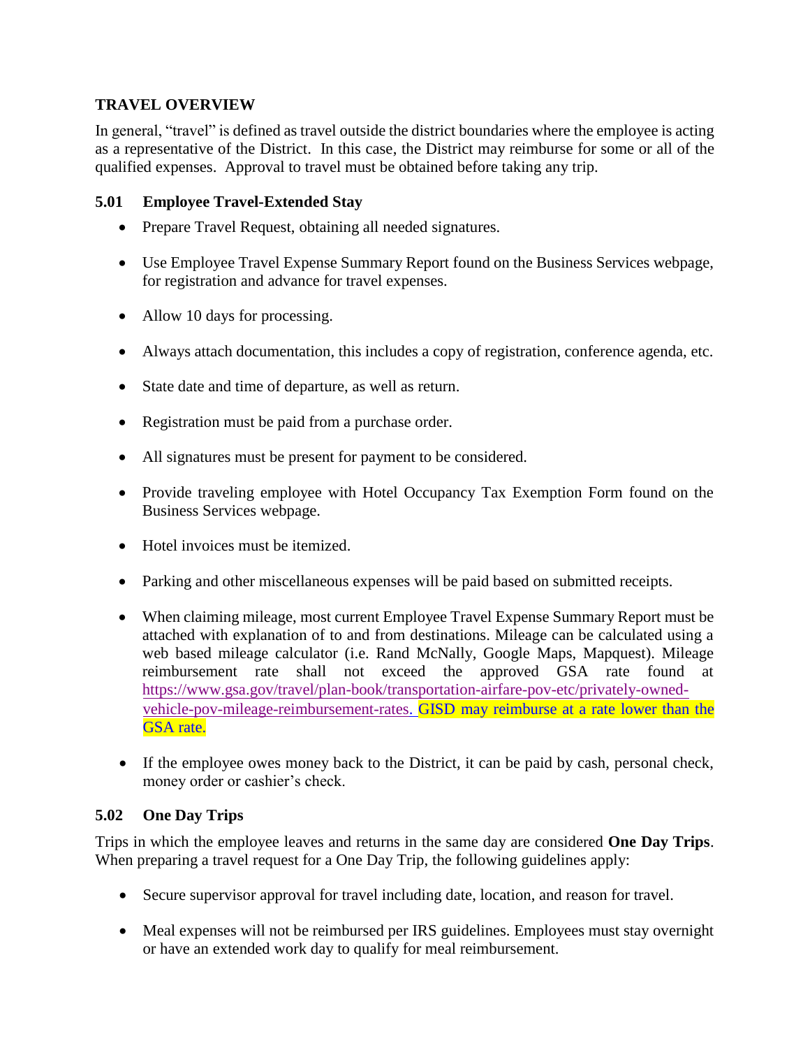## TRAVEL OVERVIEW

In general, "travel" is defined as travel outside the district boundaries where the employee is acting as a representative of the District. In this case, the District may reimburse for some or all of the qualified expenses. Approval to travel must be obtained before taking any trip.

### 5.01 Employee Travel-Extended Stay

- Prepare Travel Request, obtaining all needed signatures.
- Use Employee Travel Expense Summary Report found on the Business Services webpage, for registration and advance for travel expenses.
- Allow 10 days for processing.
- Always attach documentation, this includes a copy of registration, conference agenda, etc.
- State date and time of departure, as well as return.
- Registration must be paid from a purchase order.
- All signatures must be present for payment to be considered.
- Provide traveling employee with Hotel Occupancy Tax Exemption Form found on the Business Services webpage.
- Hotel invoices must be itemized.
- Parking and other miscellaneous expenses will be paid based on submitted receipts.
- When claiming mileage, most current Employee Travel Expense Summary Report must be attached with explanation of to and from destinations. Mileage can be calculated using a web based mileage calculator (i.e. Rand McNally, Google Maps, Mapquest). Mileage reimbursement rate shall not exceed the approved GSA rate found at https://www.gsa.gov/travel/plan-book/transportation-airfare-pov-etc/privately-owned-vehicle-pov-mileage-reimbursement-rates. GISD may reimburse at a rate lower than the GSA rate.
- If the employee owes money back to the District, it can be paid by cash, personal check, money order or cashier's check.

### 5.02 One Day Trips

Trips in which the employee leaves and returns in the same day are considered **One Day Trips**. When preparing a travel request for a One Day Trip, the following guidelines apply:

- Secure supervisor approval for travel including date, location, and reason for travel.
- Meal expenses will not be reimbursed per IRS guidelines. Employees must stay overnight or have an extended work day to qualify for meal reimbursement.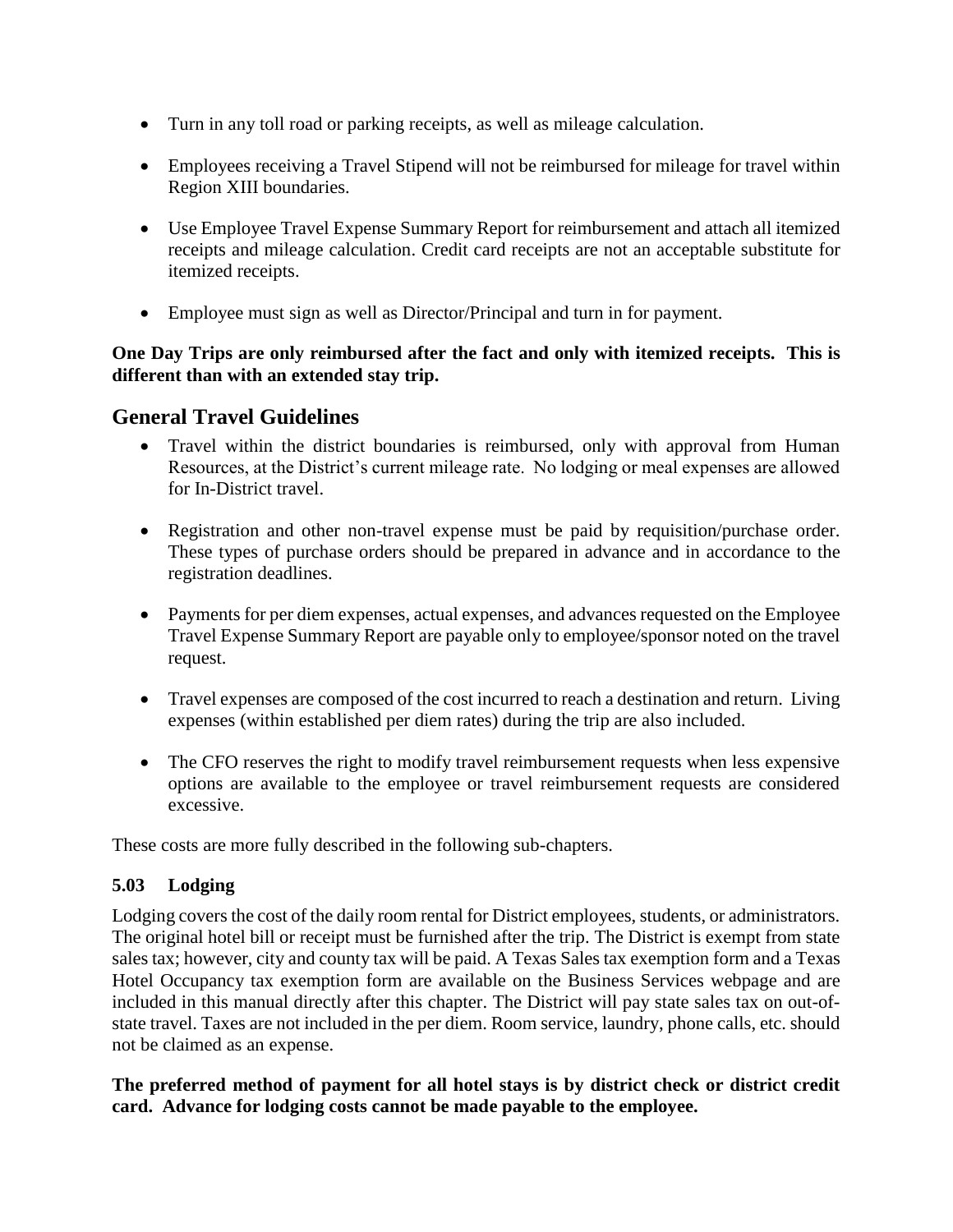- Turn in any toll road or parking receipts, as well as mileage calculation.

- Employees receiving a Travel Stipend will not be reimbursed for mileage for travel within Region XIII boundaries.

- Use Employee Travel Expense Summary Report for reimbursement and attach all itemized receipts and mileage calculation. Credit card receipts are not an acceptable substitute for itemized receipts.

- Employee must sign as well as Director/Principal and turn in for payment.

**One Day Trips are only reimbursed after the fact and only with itemized receipts. This is different than with an extended stay trip.**

## General Travel Guidelines

- Travel within the district boundaries is reimbursed, only with approval from Human Resources, at the District's current mileage rate. No lodging or meal expenses are allowed for In-District travel.

- Registration and other non-travel expense must be paid by requisition/purchase order. These types of purchase orders should be prepared in advance and in accordance to the registration deadlines.

- Payments for per diem expenses, actual expenses, and advances requested on the Employee Travel Expense Summary Report are payable only to employee/sponsor noted on the travel request.

- Travel expenses are composed of the cost incurred to reach a destination and return. Living expenses (within established per diem rates) during the trip are also included.

- The CFO reserves the right to modify travel reimbursement requests when less expensive options are available to the employee or travel reimbursement requests are considered excessive.

These costs are more fully described in the following sub-chapters.

### 5.03 Lodging

Lodging covers the cost of the daily room rental for District employees, students, or administrators. The original hotel bill or receipt must be furnished after the trip. The District is exempt from state sales tax; however, city and county tax will be paid. A Texas Sales tax exemption form and a Texas Hotel Occupancy tax exemption form are available on the Business Services webpage and are included in this manual directly after this chapter. The District will pay state sales tax on out-of-state travel. Taxes are not included in the per diem. Room service, laundry, phone calls, etc. should not be claimed as an expense.

**The preferred method of payment for all hotel stays is by district check or district credit card. Advance for lodging costs cannot be made payable to the employee.**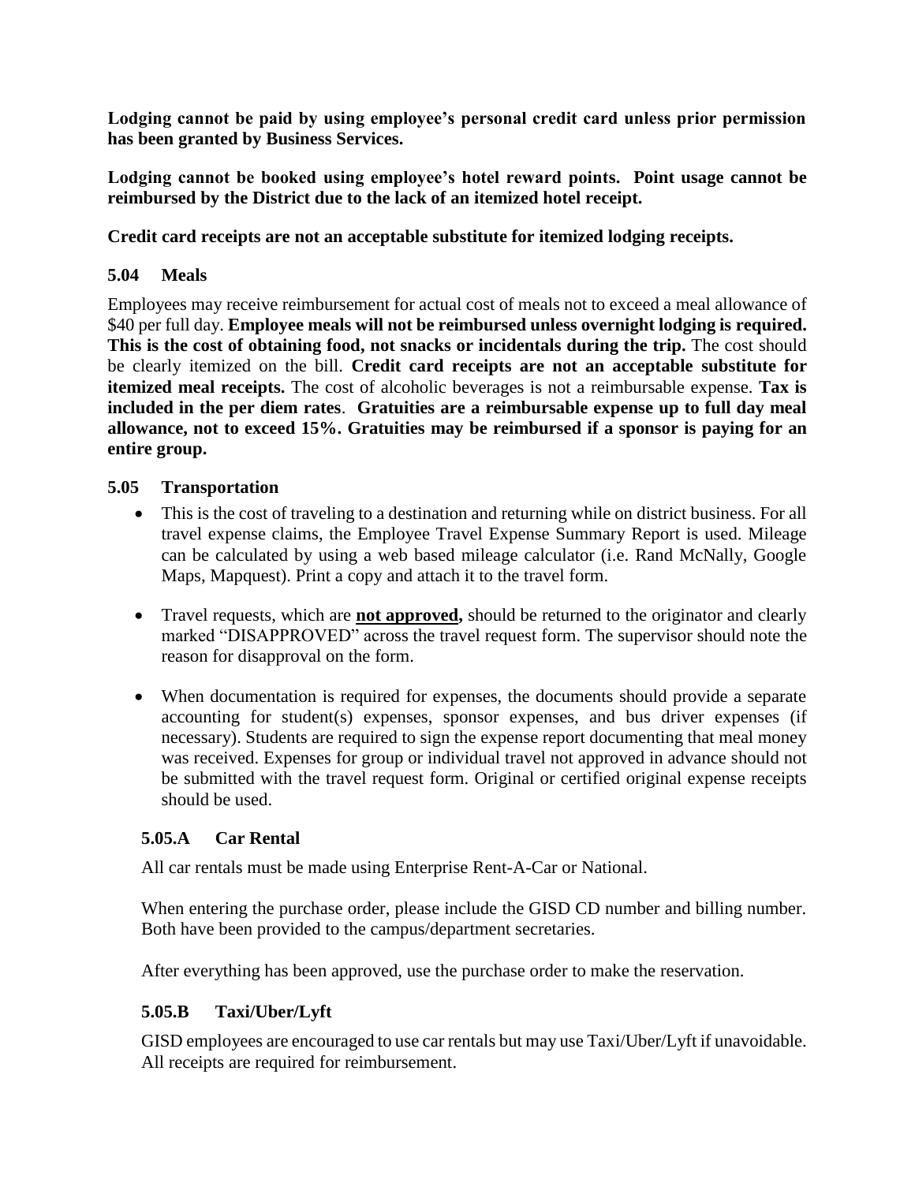**Lodging cannot be paid by using employee's personal credit card unless prior permission has been granted by Business Services.**

**Lodging cannot be booked using employee's hotel reward points. Point usage cannot be reimbursed by the District due to the lack of an itemized hotel receipt.**

**Credit card receipts are not an acceptable substitute for itemized lodging receipts.**

### 5.04 Meals

Employees may receive reimbursement for actual cost of meals not to exceed a meal allowance of $40 per full day. **Employee meals will not be reimbursed unless overnight lodging is required. This is the cost of obtaining food, not snacks or incidentals during the trip.** The cost should be clearly itemized on the bill. **Credit card receipts are not an acceptable substitute for itemized meal receipts.** The cost of alcoholic beverages is not a reimbursable expense. **Tax is included in the per diem rates**. **Gratuities are a reimbursable expense up to full day meal allowance, not to exceed 15%. Gratuities may be reimbursed if a sponsor is paying for an entire group.**

### 5.05 Transportation

- This is the cost of traveling to a destination and returning while on district business. For all travel expense claims, the Employee Travel Expense Summary Report is used. Mileage can be calculated by using a web based mileage calculator (i.e. Rand McNally, Google Maps, Mapquest). Print a copy and attach it to the travel form.
- Travel requests, which are **not approved,** should be returned to the originator and clearly marked "DISAPPROVED" across the travel request form. The supervisor should note the reason for disapproval on the form.
- When documentation is required for expenses, the documents should provide a separate accounting for student(s) expenses, sponsor expenses, and bus driver expenses (if necessary). Students are required to sign the expense report documenting that meal money was received. Expenses for group or individual travel not approved in advance should not be submitted with the travel request form. Original or certified original expense receipts should be used.

#### 5.05.A Car Rental

All car rentals must be made using Enterprise Rent-A-Car or National.

When entering the purchase order, please include the GISD CD number and billing number. Both have been provided to the campus/department secretaries.

After everything has been approved, use the purchase order to make the reservation.

#### 5.05.B Taxi/Uber/Lyft

GISD employees are encouraged to use car rentals but may use Taxi/Uber/Lyft if unavoidable. All receipts are required for reimbursement.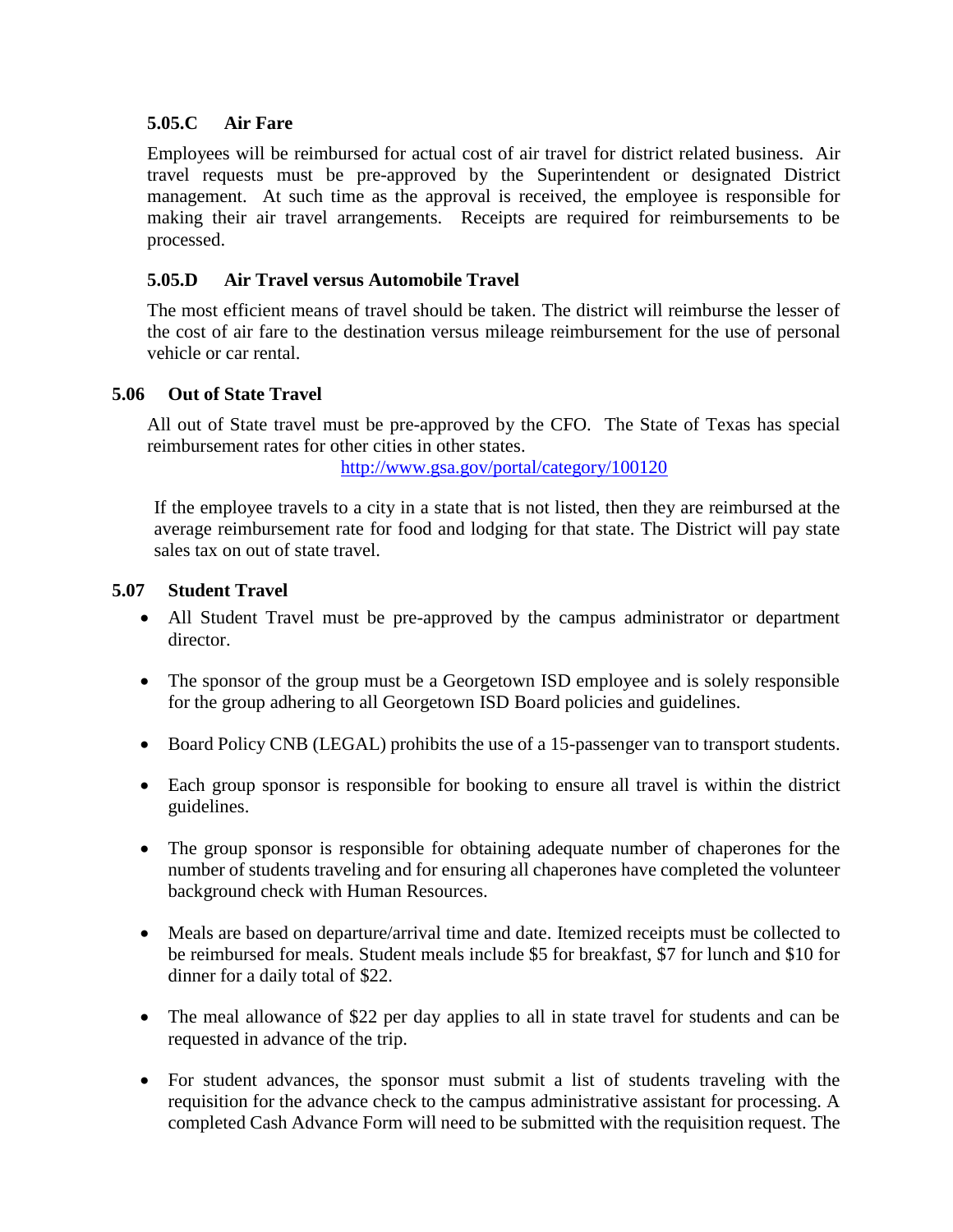#### 5.05.C Air Fare

Employees will be reimbursed for actual cost of air travel for district related business. Air travel requests must be pre-approved by the Superintendent or designated District management. At such time as the approval is received, the employee is responsible for making their air travel arrangements. Receipts are required for reimbursements to be processed.

#### 5.05.D Air Travel versus Automobile Travel

The most efficient means of travel should be taken. The district will reimburse the lesser of the cost of air fare to the destination versus mileage reimbursement for the use of personal vehicle or car rental.

### 5.06 Out of State Travel

All out of State travel must be pre-approved by the CFO. The State of Texas has special reimbursement rates for other cities in other states.

http://www.gsa.gov/portal/category/100120

If the employee travels to a city in a state that is not listed, then they are reimbursed at the average reimbursement rate for food and lodging for that state. The District will pay state sales tax on out of state travel.

### 5.07 Student Travel

- All Student Travel must be pre-approved by the campus administrator or department director.
- The sponsor of the group must be a Georgetown ISD employee and is solely responsible for the group adhering to all Georgetown ISD Board policies and guidelines.
- Board Policy CNB (LEGAL) prohibits the use of a 15-passenger van to transport students.
- Each group sponsor is responsible for booking to ensure all travel is within the district guidelines.
- The group sponsor is responsible for obtaining adequate number of chaperones for the number of students traveling and for ensuring all chaperones have completed the volunteer background check with Human Resources.
- Meals are based on departure/arrival time and date. Itemized receipts must be collected to be reimbursed for meals. Student meals include $5 for breakfast, $7 for lunch and $10 for dinner for a daily total of $22.
- The meal allowance of $22 per day applies to all in state travel for students and can be requested in advance of the trip.
- For student advances, the sponsor must submit a list of students traveling with the requisition for the advance check to the campus administrative assistant for processing. A completed Cash Advance Form will need to be submitted with the requisition request. The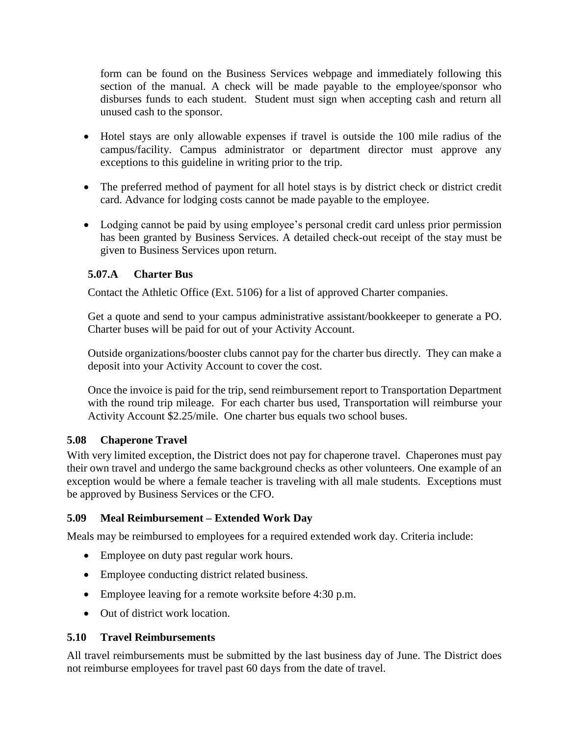form can be found on the Business Services webpage and immediately following this section of the manual. A check will be made payable to the employee/sponsor who disburses funds to each student. Student must sign when accepting cash and return all unused cash to the sponsor.

- Hotel stays are only allowable expenses if travel is outside the 100 mile radius of the campus/facility. Campus administrator or department director must approve any exceptions to this guideline in writing prior to the trip.
- The preferred method of payment for all hotel stays is by district check or district credit card. Advance for lodging costs cannot be made payable to the employee.
- Lodging cannot be paid by using employee's personal credit card unless prior permission has been granted by Business Services. A detailed check-out receipt of the stay must be given to Business Services upon return.

### 5.07.A Charter Bus

Contact the Athletic Office (Ext. 5106) for a list of approved Charter companies.

Get a quote and send to your campus administrative assistant/bookkeeper to generate a PO. Charter buses will be paid for out of your Activity Account.

Outside organizations/booster clubs cannot pay for the charter bus directly. They can make a deposit into your Activity Account to cover the cost.

Once the invoice is paid for the trip, send reimbursement report to Transportation Department with the round trip mileage. For each charter bus used, Transportation will reimburse your Activity Account $2.25/mile. One charter bus equals two school buses.

## 5.08 Chaperone Travel

With very limited exception, the District does not pay for chaperone travel. Chaperones must pay their own travel and undergo the same background checks as other volunteers. One example of an exception would be where a female teacher is traveling with all male students. Exceptions must be approved by Business Services or the CFO.

## 5.09 Meal Reimbursement – Extended Work Day

Meals may be reimbursed to employees for a required extended work day. Criteria include:

- Employee on duty past regular work hours.
- Employee conducting district related business.
- Employee leaving for a remote worksite before 4:30 p.m.
- Out of district work location.

## 5.10 Travel Reimbursements

All travel reimbursements must be submitted by the last business day of June. The District does not reimburse employees for travel past 60 days from the date of travel.